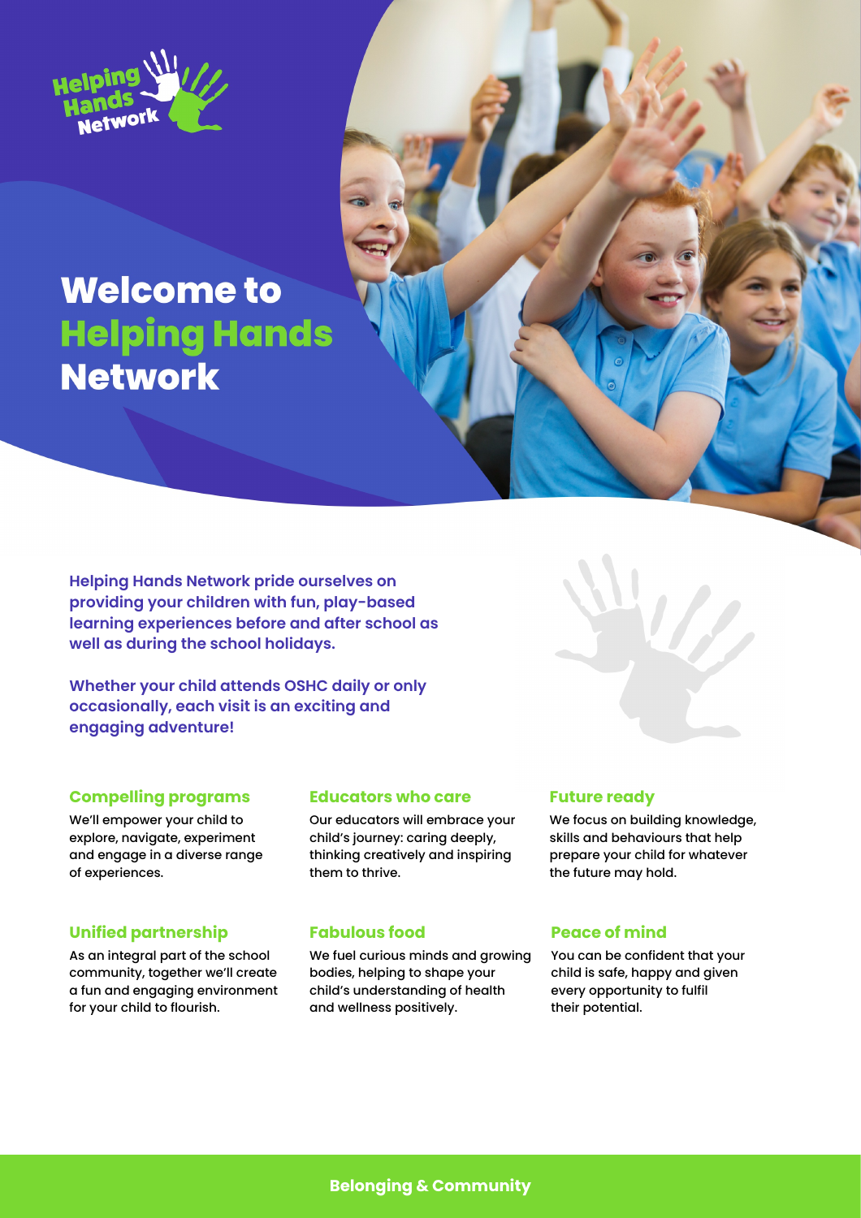# Welcome to Helping Hands Network

**Helping Hands Network pride ourselves on providing your children with fun, play-based learning experiences before and after school as well as during the school holidays.**

**Whether your child attends OSHC daily or only occasionally, each visit is an exciting and engaging adventure!**

### Compelling programs

We'll empower your child to explore, navigate, experiment and engage in a diverse range of experiences.

### Educators who care

Our educators will embrace your child's journey: caring deeply, thinking creatively and inspiring them to thrive.

### Future ready

We focus on building knowledge, skills and behaviours that help prepare your child for whatever the future may hold.

### Unified partnership

As an integral part of the school community, together we'll create a fun and engaging environment for your child to flourish.

### Fabulous food

We fuel curious minds and growing bodies, helping to shape your child's understanding of health and wellness positively.

### Peace of mind

You can be confident that your child is safe, happy and given every opportunity to fulfil their potential.

**Belonging & Community**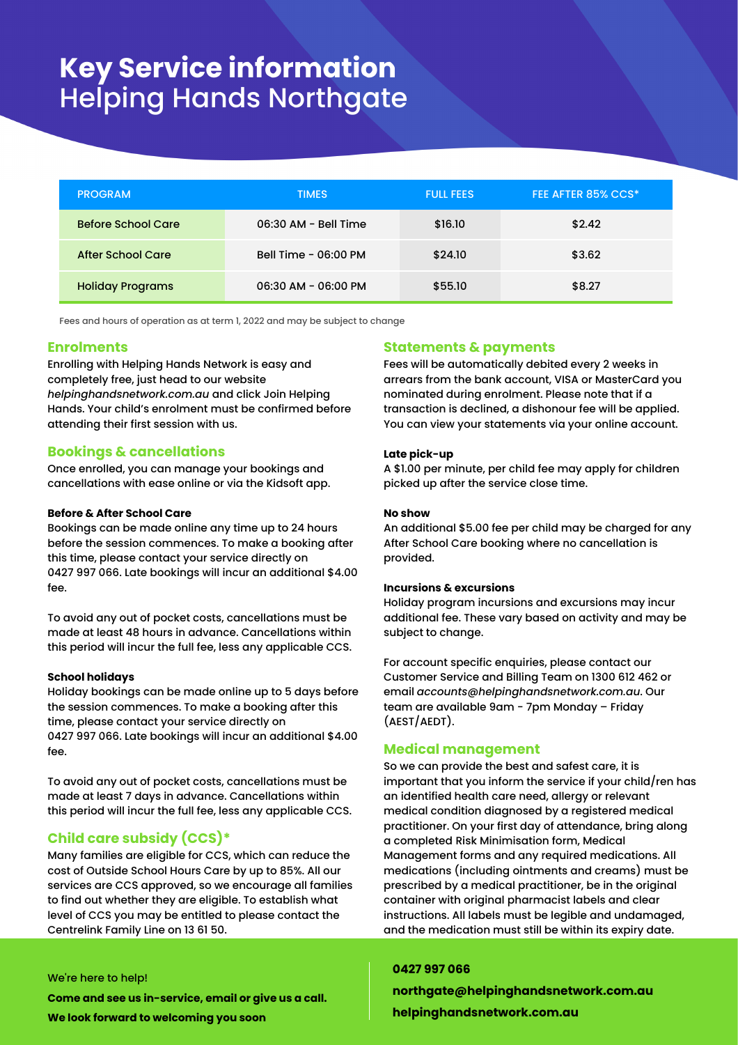# Key Service information
## Helping Hands Northgate

| PROGRAM | TIMES | FULL FEES | FEE AFTER 85% CCS* |
|---|---|---|---|
| Before School Care | 06:30 AM - Bell Time | $16.10 | $2.42 |
| After School Care | Bell Time - 06:00 PM | $24.10 | $3.62 |
| Holiday Programs | 06:30 AM - 06:00 PM | $55.10 | $8.27 |

Fees and hours of operation as at term 1, 2022 and may be subject to change

## Enrolments

Enrolling with Helping Hands Network is easy and completely free, just head to our website *helpinghandsnetwork.com.au* and click Join Helping Hands. Your child's enrolment must be confirmed before attending their first session with us.

## Bookings & cancellations

Once enrolled, you can manage your bookings and cancellations with ease online or via the Kidsoft app.

**Before & After School Care**

Bookings can be made online any time up to 24 hours before the session commences. To make a booking after this time, please contact your service directly on 0427 997 066. Late bookings will incur an additional $4.00 fee.

To avoid any out of pocket costs, cancellations must be made at least 48 hours in advance. Cancellations within this period will incur the full fee, less any applicable CCS.

**School holidays**

Holiday bookings can be made online up to 5 days before the session commences. To make a booking after this time, please contact your service directly on 0427 997 066. Late bookings will incur an additional $4.00 fee.

To avoid any out of pocket costs, cancellations must be made at least 7 days in advance. Cancellations within this period will incur the full fee, less any applicable CCS.

## Child care subsidy (CCS)*

Many families are eligible for CCS, which can reduce the cost of Outside School Hours Care by up to 85%. All our services are CCS approved, so we encourage all families to find out whether they are eligible. To establish what level of CCS you may be entitled to please contact the Centrelink Family Line on 13 61 50.

## Statements & payments

Fees will be automatically debited every 2 weeks in arrears from the bank account, VISA or MasterCard you nominated during enrolment. Please note that if a transaction is declined, a dishonour fee will be applied. You can view your statements via your online account.

**Late pick-up**

A $1.00 per minute, per child fee may apply for children picked up after the service close time.

**No show**

An additional $5.00 fee per child may be charged for any After School Care booking where no cancellation is provided.

**Incursions & excursions**

Holiday program incursions and excursions may incur additional fee. These vary based on activity and may be subject to change.

For account specific enquiries, please contact our Customer Service and Billing Team on 1300 612 462 or email *accounts@helpinghandsnetwork.com.au*. Our team are available 9am - 7pm Monday – Friday (AEST/AEDT).

## Medical management

So we can provide the best and safest care, it is important that you inform the service if your child/ren has an identified health care need, allergy or relevant medical condition diagnosed by a registered medical practitioner. On your first day of attendance, bring along a completed Risk Minimisation form, Medical Management forms and any required medications. All medications (including ointments and creams) must be prescribed by a medical practitioner, be in the original container with original pharmacist labels and clear instructions. All labels must be legible and undamaged, and the medication must still be within its expiry date.

We're here to help!

**Come and see us in-service, email or give us a call.**
**We look forward to welcoming you soon**

**0427 997 066**
**northgate@helpinghandsnetwork.com.au**
**helpinghandsnetwork.com.au**